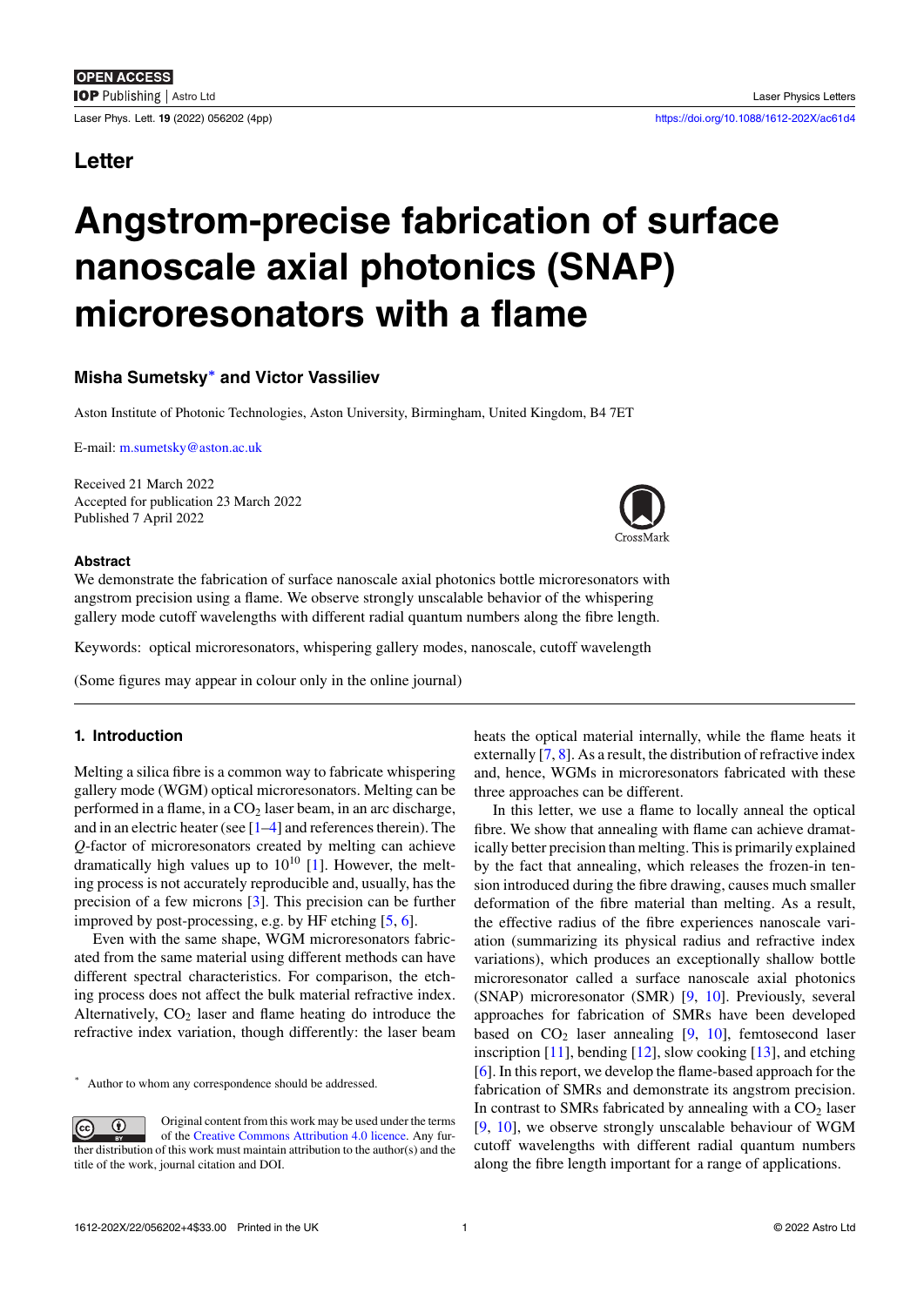**OPEN ACCESS**

Letter

# Angstrom-precise fabrication of surface nanoscale axial photonics (SNAP) microresonators with a flame

**Misha Sumetsky*** **and Victor Vassiliev**

Aston Institute of Photonic Technologies, Aston University, Birmingham, United Kingdom, B4 7ET

E-mail: m.sumetsky@aston.ac.uk

Received 21 March 2022
Accepted for publication 23 March 2022
Published 7 April 2022

### Abstract

We demonstrate the fabrication of surface nanoscale axial photonics bottle microresonators with angstrom precision using a flame. We observe strongly unscalable behavior of the whispering gallery mode cutoff wavelengths with different radial quantum numbers along the fibre length.

Keywords: optical microresonators, whispering gallery modes, nanoscale, cutoff wavelength

(Some figures may appear in colour only in the online journal)

## 1. Introduction

Melting a silica fibre is a common way to fabricate whispering gallery mode (WGM) optical microresonators. Melting can be performed in a flame, in a $CO_2$ laser beam, in an arc discharge, and in an electric heater (see [1–4] and references therein). The $Q$-factor of microresonators created by melting can achieve dramatically high values up to $10^{10}$ [1]. However, the melting process is not accurately reproducible and, usually, has the precision of a few microns [3]. This precision can be further improved by post-processing, e.g. by HF etching [5, 6].

Even with the same shape, WGM microresonators fabricated from the same material using different methods can have different spectral characteristics. For comparison, the etching process does not affect the bulk material refractive index. Alternatively, $CO_2$ laser and flame heating do introduce the refractive index variation, though differently: the laser beam heats the optical material internally, while the flame heats it externally [7, 8]. As a result, the distribution of refractive index and, hence, WGMs in microresonators fabricated with these three approaches can be different.

In this letter, we use a flame to locally anneal the optical fibre. We show that annealing with flame can achieve dramatically better precision than melting. This is primarily explained by the fact that annealing, which releases the frozen-in tension introduced during the fibre drawing, causes much smaller deformation of the fibre material than melting. As a result, the effective radius of the fibre experiences nanoscale variation (summarizing its physical radius and refractive index variations), which produces an exceptionally shallow bottle microresonator called a surface nanoscale axial photonics (SNAP) microresonator (SMR) [9, 10]. Previously, several approaches for fabrication of SMRs have been developed based on $CO_2$ laser annealing [9, 10], femtosecond laser inscription [11], bending [12], slow cooking [13], and etching [6]. In this report, we develop the flame-based approach for the fabrication of SMRs and demonstrate its angstrom precision. In contrast to SMRs fabricated by annealing with a $CO_2$ laser [9, 10], we observe strongly unscalable behaviour of WGM cutoff wavelengths with different radial quantum numbers along the fibre length important for a range of applications.

* Author to whom any correspondence should be addressed.

Original content from this work may be used under the terms of the Creative Commons Attribution 4.0 licence. Any further distribution of this work must maintain attribution to the author(s) and the title of the work, journal citation and DOI.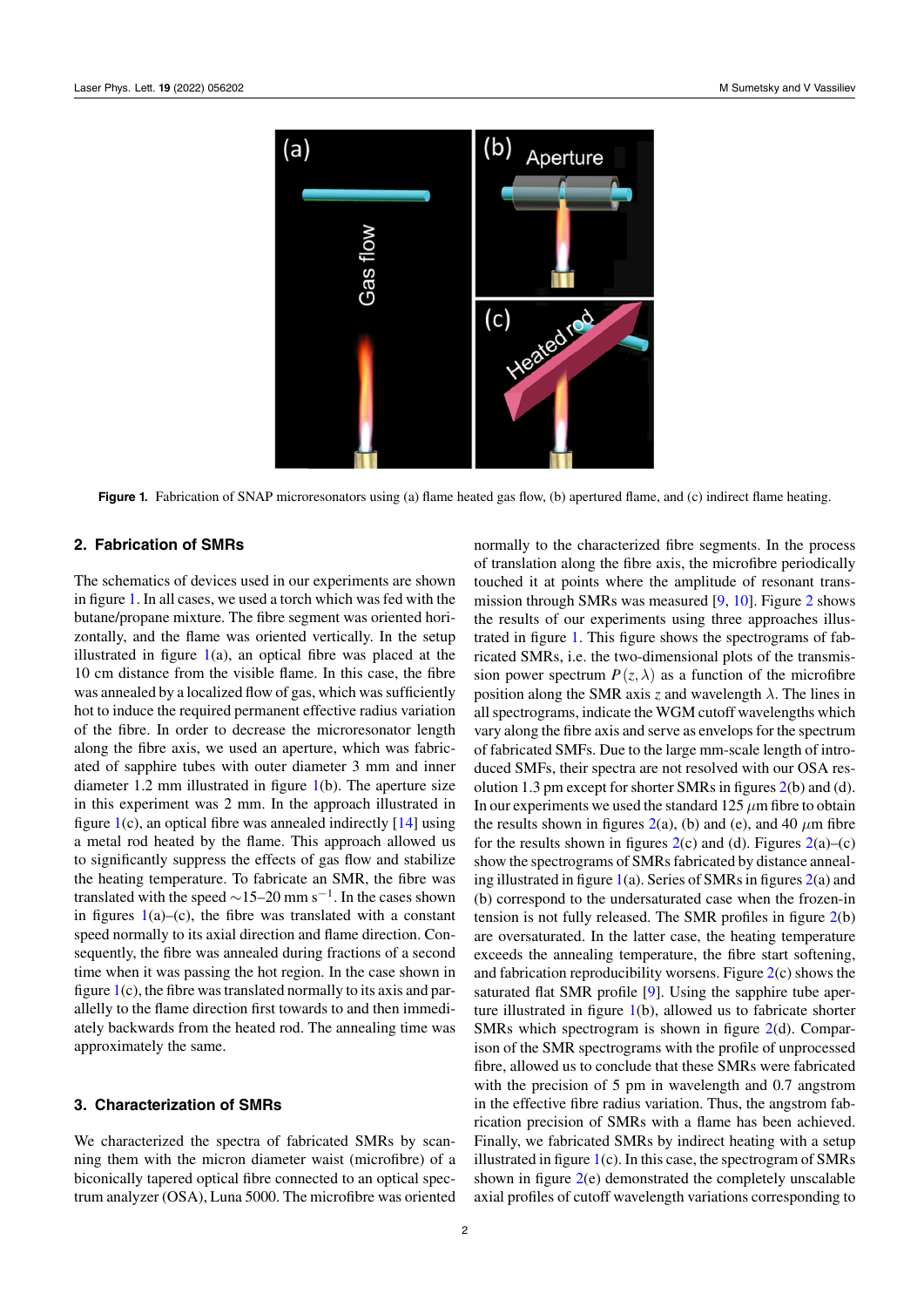Figure 1. Fabrication of SNAP microresonators using (a) flame heated gas flow, (b) apertured flame, and (c) indirect flame heating.

## 2. Fabrication of SMRs

The schematics of devices used in our experiments are shown in figure 1. In all cases, we used a torch which was fed with the butane/propane mixture. The fibre segment was oriented horizontally, and the flame was oriented vertically. In the setup illustrated in figure 1(a), an optical fibre was placed at the 10 cm distance from the visible flame. In this case, the fibre was annealed by a localized flow of gas, which was sufficiently hot to induce the required permanent effective radius variation of the fibre. In order to decrease the microresonator length along the fibre axis, we used an aperture, which was fabricated of sapphire tubes with outer diameter 3 mm and inner diameter 1.2 mm illustrated in figure 1(b). The aperture size in this experiment was 2 mm. In the approach illustrated in figure 1(c), an optical fibre was annealed indirectly [14] using a metal rod heated by the flame. This approach allowed us to significantly suppress the effects of gas flow and stabilize the heating temperature. To fabricate an SMR, the fibre was translated with the speed ~15–20 mm s$^{-1}$. In the cases shown in figures 1(a)–(c), the fibre was translated with a constant speed normally to its axial direction and flame direction. Consequently, the fibre was annealed during fractions of a second time when it was passing the hot region. In the case shown in figure 1(c), the fibre was translated normally to its axis and parallelly to the flame direction first towards to and then immediately backwards from the heated rod. The annealing time was approximately the same.

## 3. Characterization of SMRs

We characterized the spectra of fabricated SMRs by scanning them with the micron diameter waist (microfibre) of a biconically tapered optical fibre connected to an optical spectrum analyzer (OSA), Luna 5000. The microfibre was oriented normally to the characterized fibre segments. In the process of translation along the fibre axis, the microfibre periodically touched it at points where the amplitude of resonant transmission through SMRs was measured [9, 10]. Figure 2 shows the results of our experiments using three approaches illustrated in figure 1. This figure shows the spectrograms of fabricated SMRs, i.e. the two-dimensional plots of the transmission power spectrum $P(z, \lambda)$ as a function of the microfibre position along the SMR axis $z$ and wavelength $\lambda$. The lines in all spectrograms, indicate the WGM cutoff wavelengths which vary along the fibre axis and serve as envelops for the spectrum of fabricated SMFs. Due to the large mm-scale length of introduced SMFs, their spectra are not resolved with our OSA resolution 1.3 pm except for shorter SMRs in figures 2(b) and (d). In our experiments we used the standard 125 $\mu$m fibre to obtain the results shown in figures 2(a), (b) and (e), and 40 $\mu$m fibre for the results shown in figures 2(c) and (d). Figures 2(a)–(c) show the spectrograms of SMRs fabricated by distance annealing illustrated in figure 1(a). Series of SMRs in figures 2(a) and (b) correspond to the undersaturated case when the frozen-in tension is not fully released. The SMR profiles in figure 2(b) are oversaturated. In the latter case, the heating temperature exceeds the annealing temperature, the fibre start softening, and fabrication reproducibility worsens. Figure 2(c) shows the saturated flat SMR profile [9]. Using the sapphire tube aperture illustrated in figure 1(b), allowed us to fabricate shorter SMRs which spectrogram is shown in figure 2(d). Comparison of the SMR spectrograms with the profile of unprocessed fibre, allowed us to conclude that these SMRs were fabricated with the precision of 5 pm in wavelength and 0.7 angstrom in the effective fibre radius variation. Thus, the angstrom fabrication precision of SMRs with a flame has been achieved. Finally, we fabricated SMRs by indirect heating with a setup illustrated in figure 1(c). In this case, the spectrogram of SMRs shown in figure 2(e) demonstrated the completely unscalable axial profiles of cutoff wavelength variations corresponding to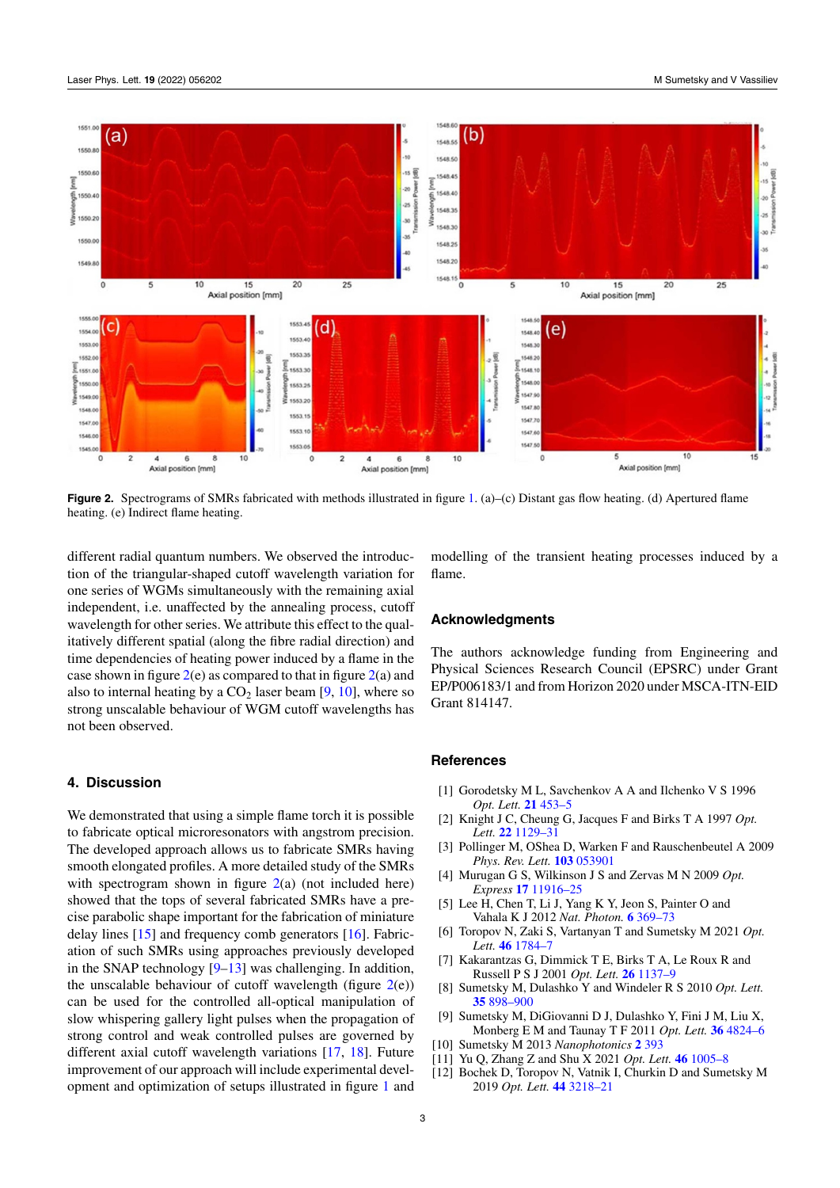Figure 2. Spectrograms of SMRs fabricated with methods illustrated in figure 1. (a)–(c) Distant gas flow heating. (d) Apertured flame heating. (e) Indirect flame heating.

different radial quantum numbers. We observed the introduction of the triangular-shaped cutoff wavelength variation for one series of WGMs simultaneously with the remaining axial independent, i.e. unaffected by the annealing process, cutoff wavelength for other series. We attribute this effect to the qualitatively different spatial (along the fibre radial direction) and time dependencies of heating power induced by a flame in the case shown in figure 2(e) as compared to that in figure 2(a) and also to internal heating by a $CO_2$ laser beam [9, 10], where so strong unscalable behaviour of WGM cutoff wavelengths has not been observed.

## 4. Discussion

We demonstrated that using a simple flame torch it is possible to fabricate optical microresonators with angstrom precision. The developed approach allows us to fabricate SMRs having smooth elongated profiles. A more detailed study of the SMRs with spectrogram shown in figure 2(a) (not included here) showed that the tops of several fabricated SMRs have a precise parabolic shape important for the fabrication of miniature delay lines [15] and frequency comb generators [16]. Fabrication of such SMRs using approaches previously developed in the SNAP technology [9–13] was challenging. In addition, the unscalable behaviour of cutoff wavelength (figure 2(e)) can be used for the controlled all-optical manipulation of slow whispering gallery light pulses when the propagation of strong control and weak controlled pulses are governed by different axial cutoff wavelength variations [17, 18]. Future improvement of our approach will include experimental development and optimization of setups illustrated in figure 1 and modelling of the transient heating processes induced by a flame.

## Acknowledgments

The authors acknowledge funding from Engineering and Physical Sciences Research Council (EPSRC) under Grant EP/P006183/1 and from Horizon 2020 under MSCA-ITN-EID Grant 814147.

## References

[1] Gorodetsky M L, Savchenkov A A and Ilchenko V S 1996 *Opt. Lett.* **21** 453–5

[2] Knight J C, Cheung G, Jacques F and Birks T A 1997 *Opt. Lett.* **22** 1129–31

[3] Pollinger M, OShea D, Warken F and Rauschenbeutel A 2009 *Phys. Rev. Lett.* **103** 053901

[4] Murugan G S, Wilkinson J S and Zervas M N 2009 *Opt. Express* **17** 11916–25

[5] Lee H, Chen T, Li J, Yang K Y, Jeon S, Painter O and Vahala K J 2012 *Nat. Photon.* **6** 369–73

[6] Toropov N, Zaki S, Vartanyan T and Sumetsky M 2021 *Opt. Lett.* **46** 1784–7

[7] Kakarantzas G, Dimmick T E, Birks T A, Le Roux R and Russell P S J 2001 *Opt. Lett.* **26** 1137–9

[8] Sumetsky M, Dulashko Y and Windeler R S 2010 *Opt. Lett.* **35** 898–900

[9] Sumetsky M, DiGiovanni D J, Dulashko Y, Fini J M, Liu X, Monberg E M and Taunay T F 2011 *Opt. Lett.* **36** 4824–6

[10] Sumetsky M 2013 *Nanophotonics* **2** 393

[11] Yu Q, Zhang Z and Shu X 2021 *Opt. Lett.* **46** 1005–8

[12] Bochek D, Toropov N, Vatnik I, Churkin D and Sumetsky M 2019 *Opt. Lett.* **44** 3218–21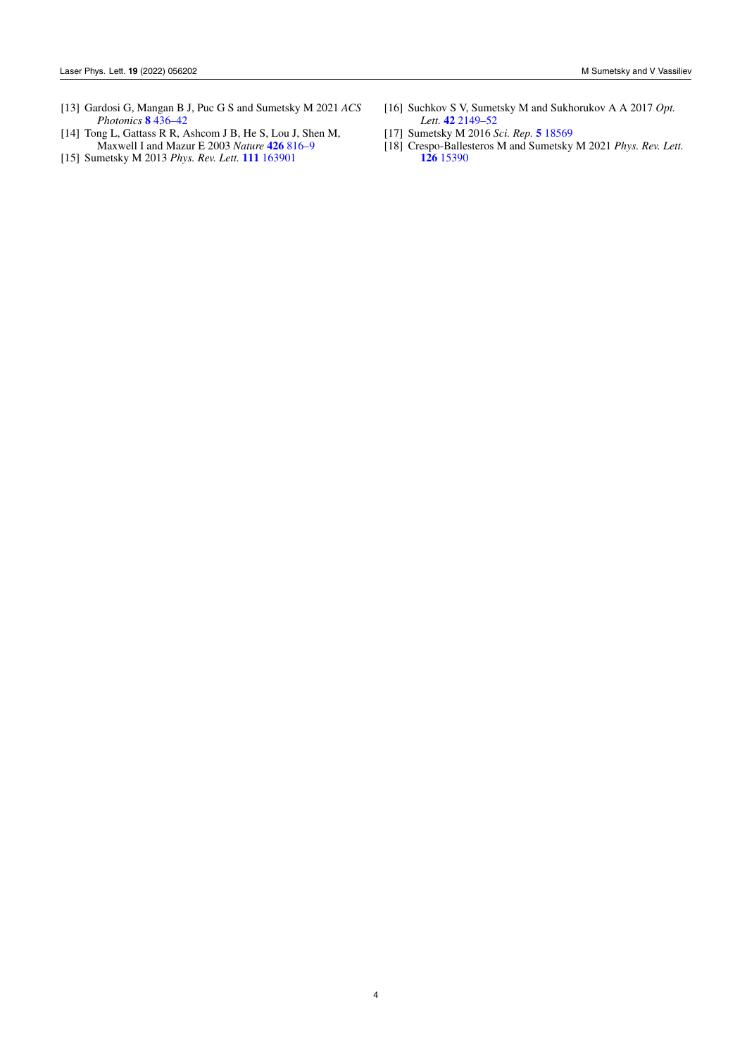[13] Gardosi G, Mangan B J, Puc G S and Sumetsky M 2021 *ACS Photonics* **8** 436–42

[14] Tong L, Gattass R R, Ashcom J B, He S, Lou J, Shen M, Maxwell I and Mazur E 2003 *Nature* **426** 816–9

[15] Sumetsky M 2013 *Phys. Rev. Lett.* **111** 163901

[16] Suchkov S V, Sumetsky M and Sukhorukov A A 2017 *Opt. Lett.* **42** 2149–52

[17] Sumetsky M 2016 *Sci. Rep.* **5** 18569

[18] Crespo-Ballesteros M and Sumetsky M 2021 *Phys. Rev. Lett.* **126** 15390